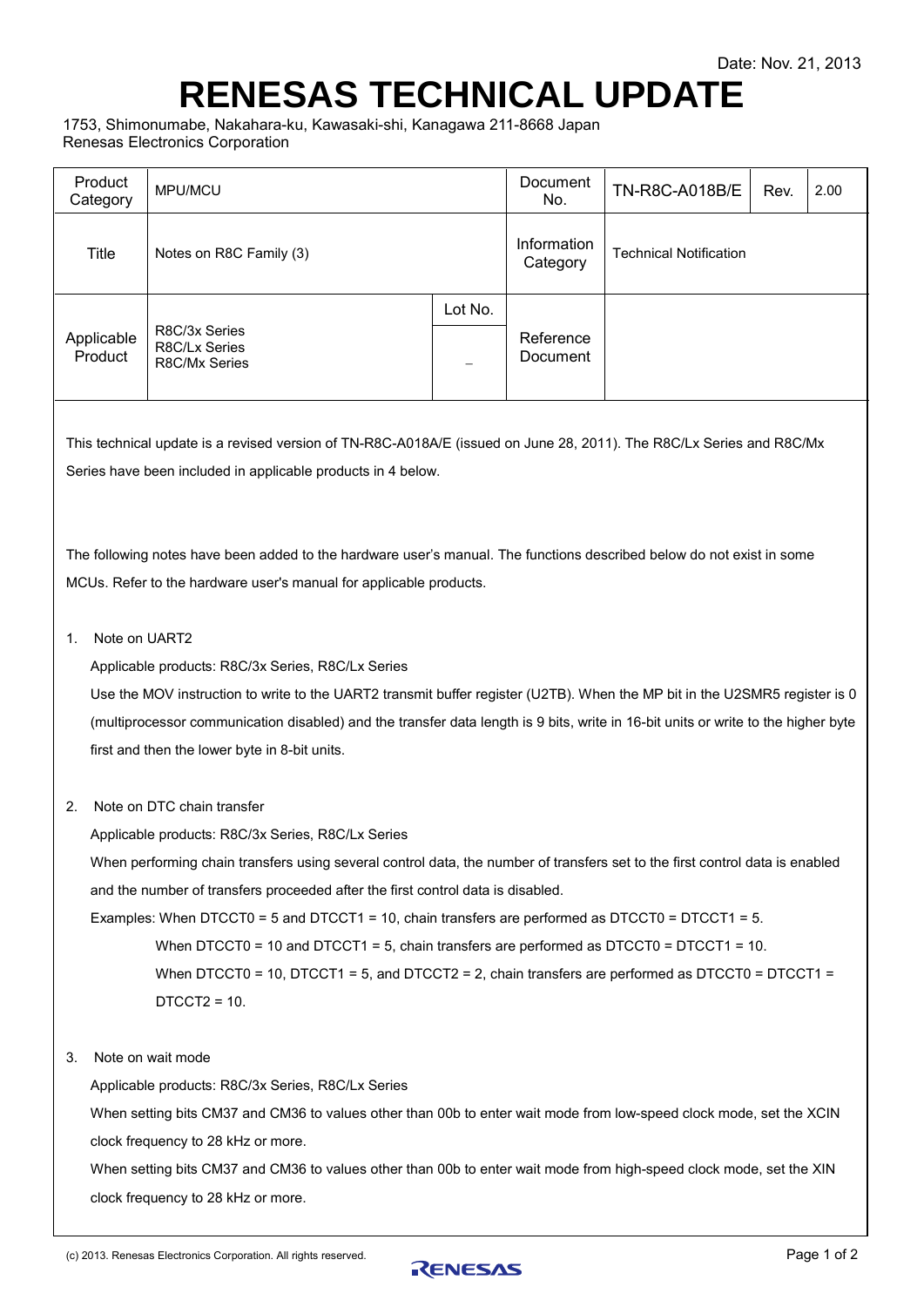Date: Nov. 21, 2013

# RENESAS TECHNICAL UPDATE

1753, Shimonumabe, Nakahara-ku, Kawasaki-shi, Kanagawa 211-8668 Japan
Renesas Electronics Corporation

| Product Category | MPU/MCU | | Document No. | TN-R8C-A018B/E | Rev. | 2.00 |
|---|---|---|---|---|---|---|
| Title | Notes on R8C Family (3) | | Information Category | Technical Notification | | |
| Applicable Product | R8C/3x Series<br>R8C/Lx Series<br>R8C/Mx Series | Lot No.<br>– | Reference Document | | | |

This technical update is a revised version of TN-R8C-A018A/E (issued on June 28, 2011). The R8C/Lx Series and R8C/Mx Series have been included in applicable products in 4 below.

The following notes have been added to the hardware user's manual. The functions described below do not exist in some MCUs. Refer to the hardware user's manual for applicable products.

1. Note on UART2

   Applicable products: R8C/3x Series, R8C/Lx Series

   Use the MOV instruction to write to the UART2 transmit buffer register (U2TB). When the MP bit in the U2SMR5 register is 0 (multiprocessor communication disabled) and the transfer data length is 9 bits, write in 16-bit units or write to the higher byte first and then the lower byte in 8-bit units.

2. Note on DTC chain transfer

   Applicable products: R8C/3x Series, R8C/Lx Series

   When performing chain transfers using several control data, the number of transfers set to the first control data is enabled and the number of transfers proceeded after the first control data is disabled.

   Examples: When DTCCT0 = 5 and DTCCT1 = 10, chain transfers are performed as DTCCT0 = DTCCT1 = 5.

   When DTCCT0 = 10 and DTCCT1 = 5, chain transfers are performed as DTCCT0 = DTCCT1 = 10.

   When DTCCT0 = 10, DTCCT1 = 5, and DTCCT2 = 2, chain transfers are performed as DTCCT0 = DTCCT1 = DTCCT2 = 10.

3. Note on wait mode

   Applicable products: R8C/3x Series, R8C/Lx Series

   When setting bits CM37 and CM36 to values other than 00b to enter wait mode from low-speed clock mode, set the XCIN clock frequency to 28 kHz or more.

   When setting bits CM37 and CM36 to values other than 00b to enter wait mode from high-speed clock mode, set the XIN clock frequency to 28 kHz or more.

(c) 2013. Renesas Electronics Corporation. All rights reserved.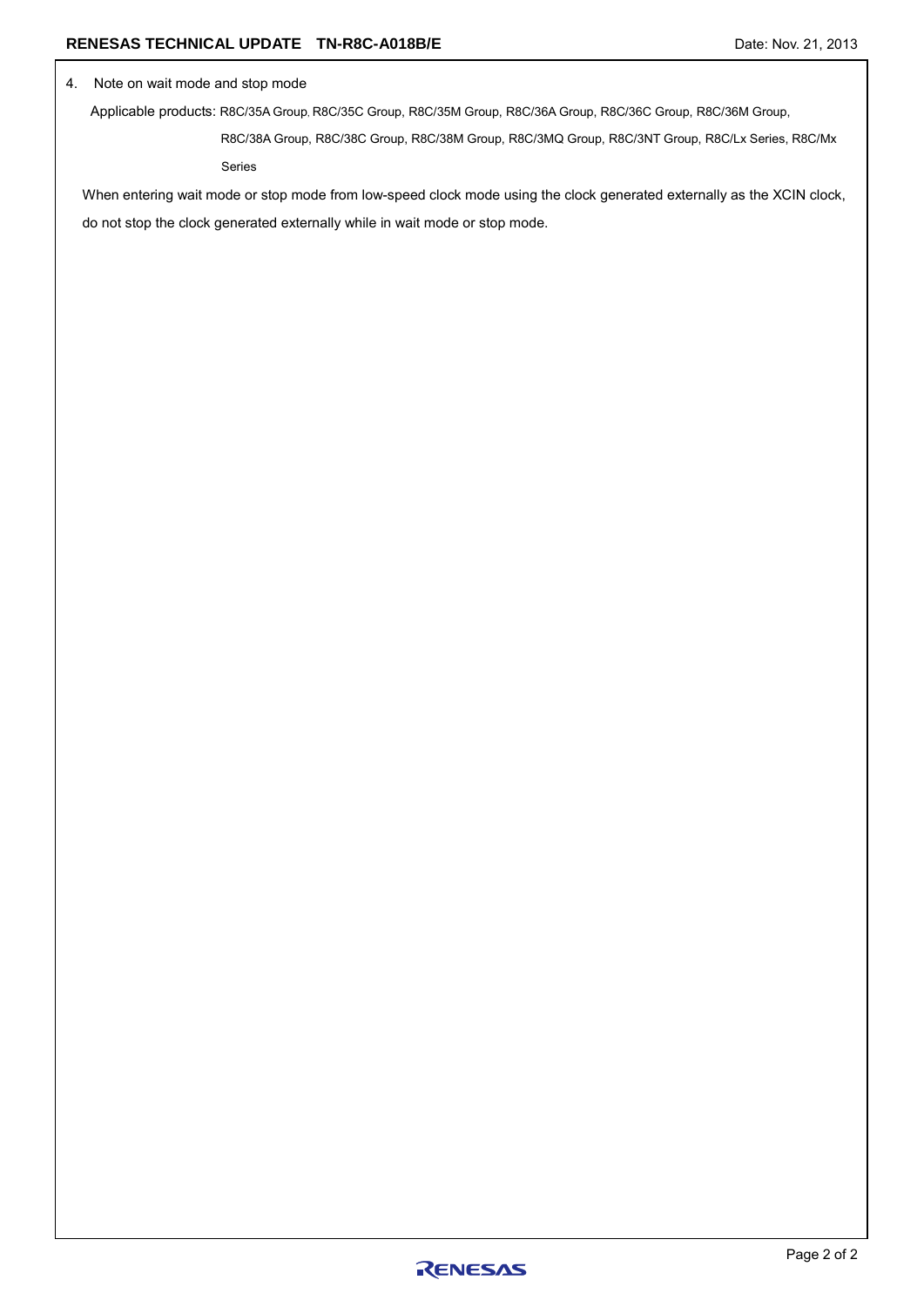4. Note on wait mode and stop mode

Applicable products: R8C/35A Group, R8C/35C Group, R8C/35M Group, R8C/36A Group, R8C/36C Group, R8C/36M Group, R8C/38A Group, R8C/38C Group, R8C/38M Group, R8C/3MQ Group, R8C/3NT Group, R8C/Lx Series, R8C/Mx Series

When entering wait mode or stop mode from low-speed clock mode using the clock generated externally as the XCIN clock, do not stop the clock generated externally while in wait mode or stop mode.